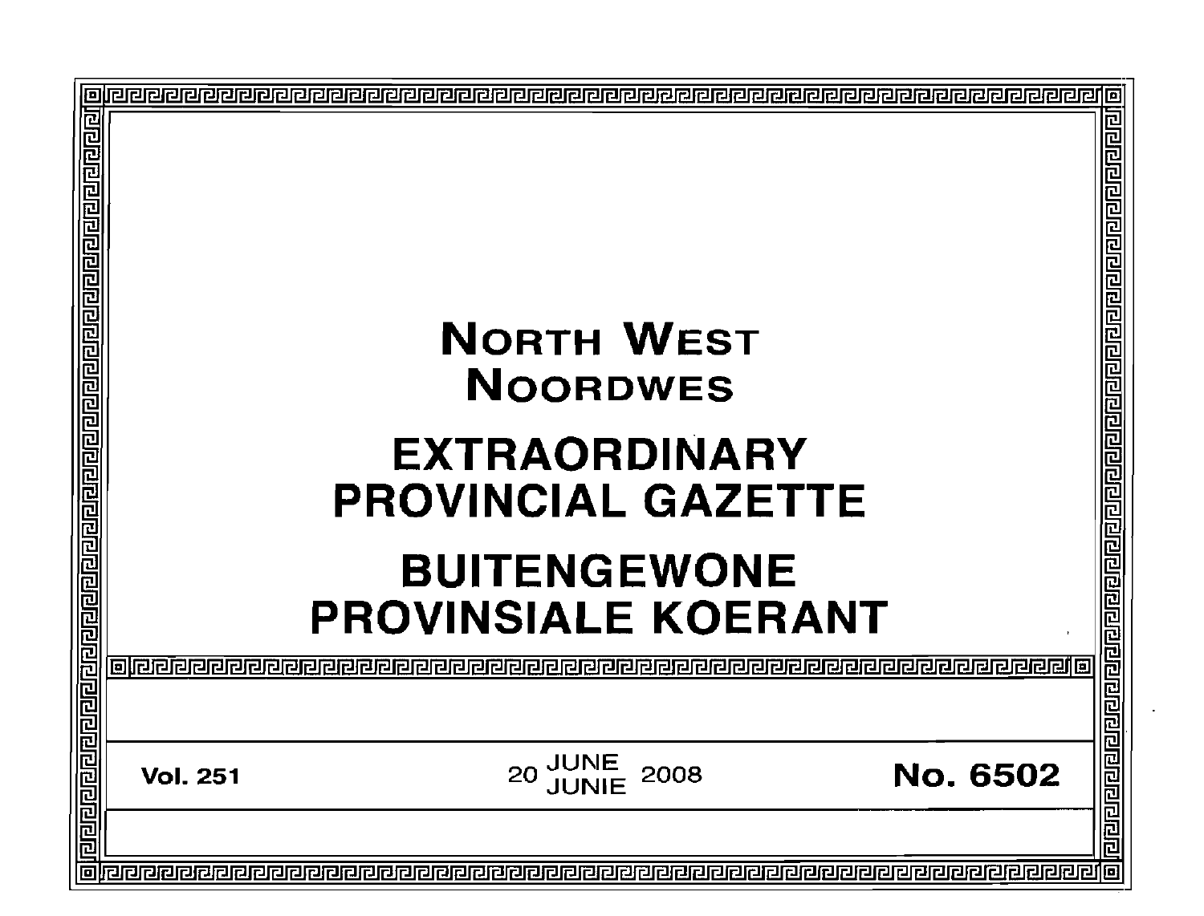# NORTH WEST
# NOORDWES

# EXTRAORDINARY PROVINCIAL GAZETTE

# BUITENGEWONE PROVINSIALE KOERANT

**Vol. 251** 20 JUNE / JUNIE 2008 **No. 6502**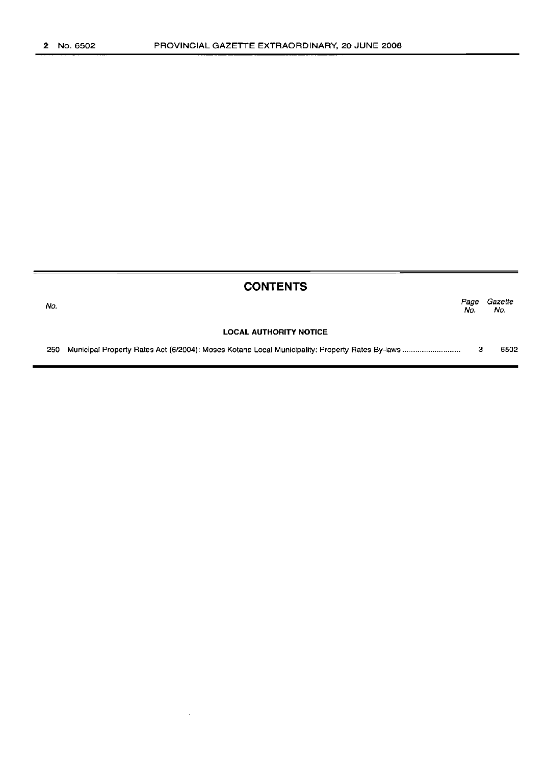## CONTENTS

| No. | | Page No. | Gazette No. |
|---|---|---|---|
| | **LOCAL AUTHORITY NOTICE** | | |
| 250 | Municipal Property Rates Act (6/2004): Moses Kotane Local Municipality: Property Rates By-laws .......................... | 3 | 6502 |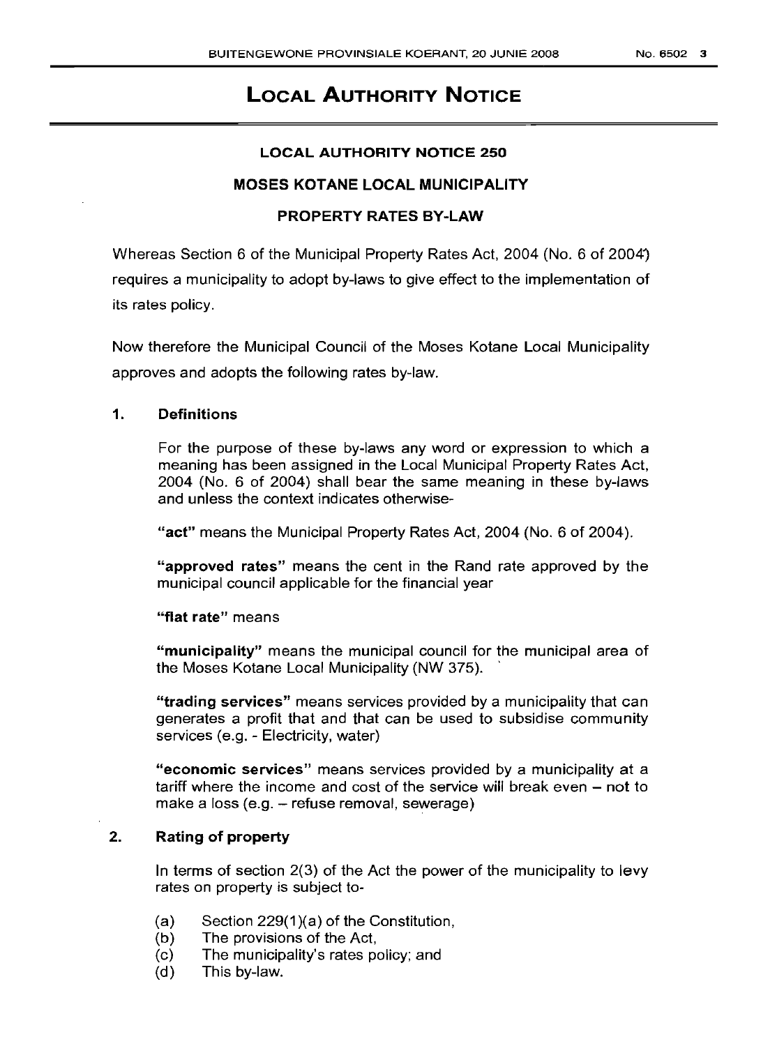# LOCAL AUTHORITY NOTICE

## LOCAL AUTHORITY NOTICE 250

## MOSES KOTANE LOCAL MUNICIPALITY

## PROPERTY RATES BY-LAW

Whereas Section 6 of the Municipal Property Rates Act, 2004 (No. 6 of 2004) requires a municipality to adopt by-laws to give effect to the implementation of its rates policy.

Now therefore the Municipal Council of the Moses Kotane Local Municipality approves and adopts the following rates by-law.

### 1. Definitions

For the purpose of these by-laws any word or expression to which a meaning has been assigned in the Local Municipal Property Rates Act, 2004 (No. 6 of 2004) shall bear the same meaning in these by-laws and unless the context indicates otherwise-

**"act"** means the Municipal Property Rates Act, 2004 (No. 6 of 2004).

**"approved rates"** means the cent in the Rand rate approved by the municipal council applicable for the financial year

**"flat rate"** means

**"municipality"** means the municipal council for the municipal area of the Moses Kotane Local Municipality (NW 375).

**"trading services"** means services provided by a municipality that can generates a profit that and that can be used to subsidise community services (e.g. - Electricity, water)

**"economic services"** means services provided by a municipality at a tariff where the income and cost of the service will break even – not to make a loss (e.g. – refuse removal, sewerage)

### 2. Rating of property

In terms of section 2(3) of the Act the power of the municipality to levy rates on property is subject to-

(a) Section 229(1)(a) of the Constitution,
(b) The provisions of the Act,
(c) The municipality's rates policy; and
(d) This by-law.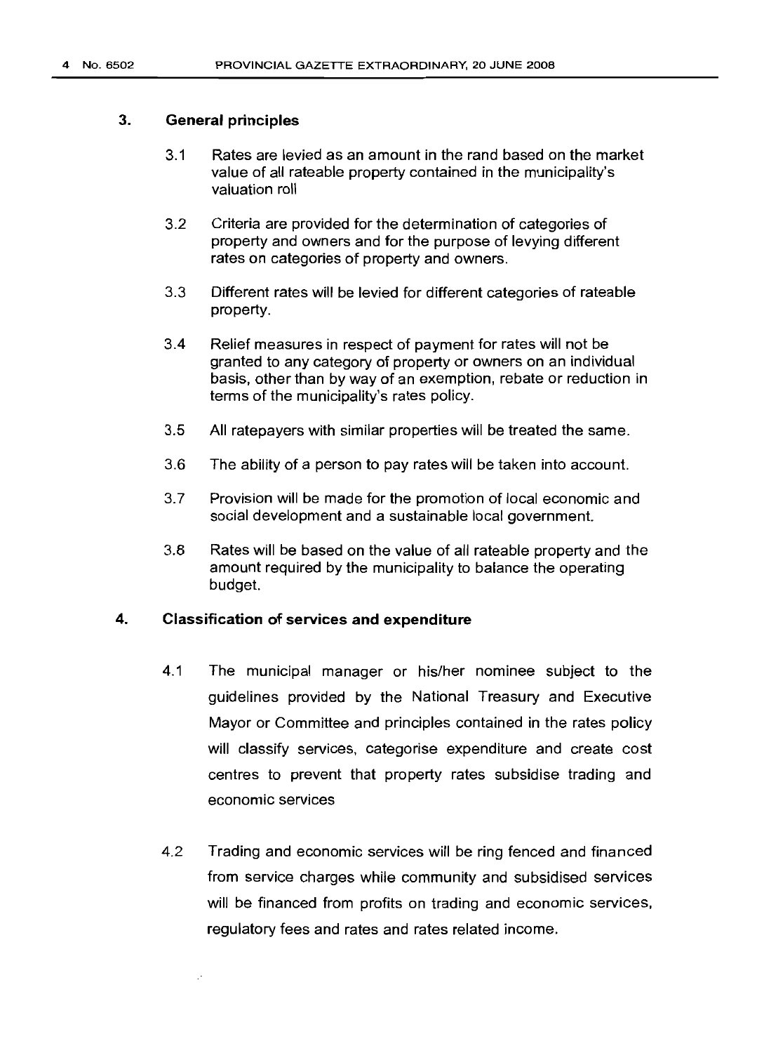## 3. General principles

3.1 Rates are levied as an amount in the rand based on the market value of all rateable property contained in the municipality's valuation roll

3.2 Criteria are provided for the determination of categories of property and owners and for the purpose of levying different rates on categories of property and owners.

3.3 Different rates will be levied for different categories of rateable property.

3.4 Relief measures in respect of payment for rates will not be granted to any category of property or owners on an individual basis, other than by way of an exemption, rebate or reduction in terms of the municipality's rates policy.

3.5 All ratepayers with similar properties will be treated the same.

3.6 The ability of a person to pay rates will be taken into account.

3.7 Provision will be made for the promotion of local economic and social development and a sustainable local government.

3.8 Rates will be based on the value of all rateable property and the amount required by the municipality to balance the operating budget.

## 4. Classification of services and expenditure

4.1 The municipal manager or his/her nominee subject to the guidelines provided by the National Treasury and Executive Mayor or Committee and principles contained in the rates policy will classify services, categorise expenditure and create cost centres to prevent that property rates subsidise trading and economic services

4.2 Trading and economic services will be ring fenced and financed from service charges while community and subsidised services will be financed from profits on trading and economic services, regulatory fees and rates and rates related income.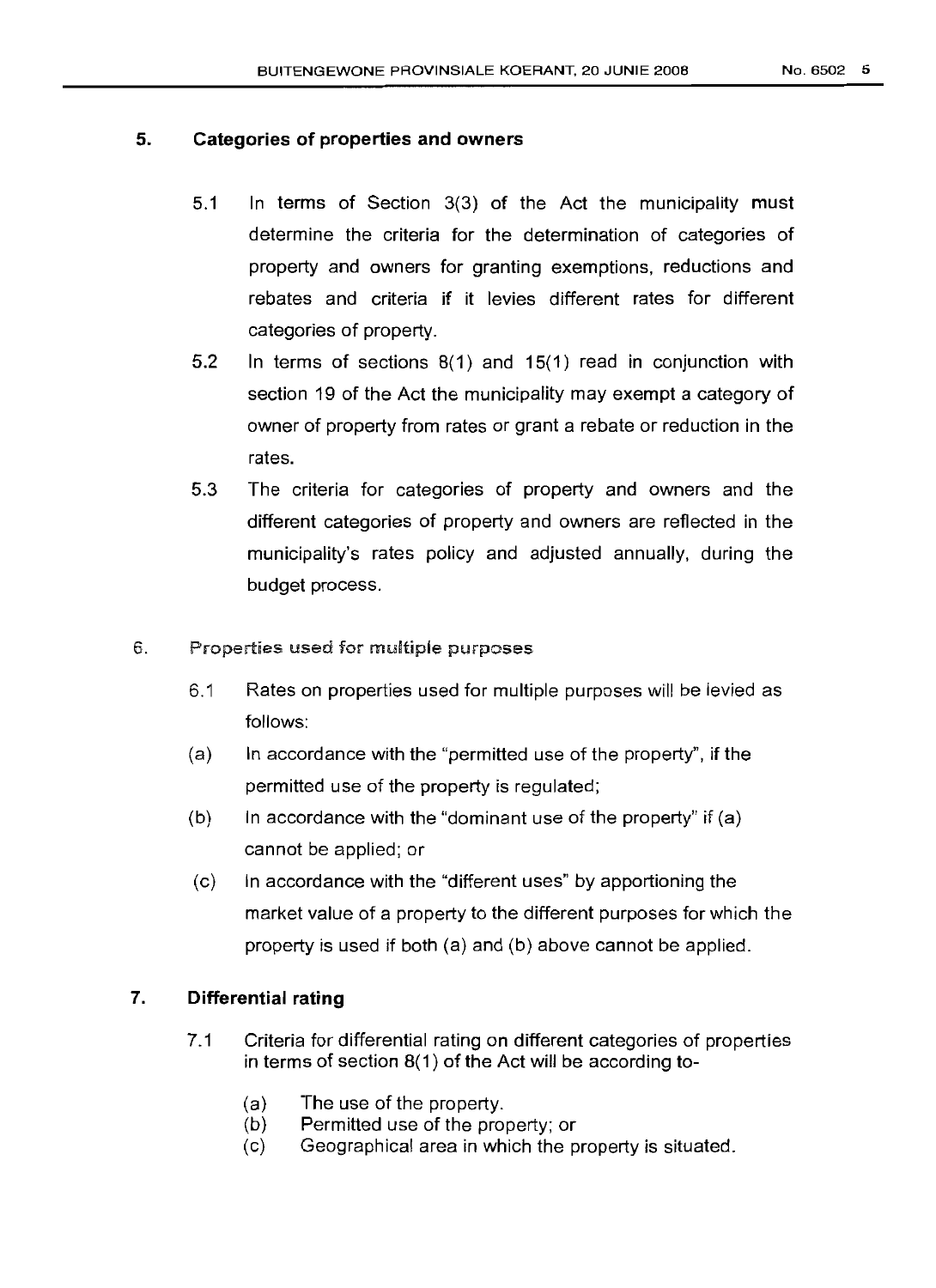## 5. Categories of properties and owners

5.1 In terms of Section 3(3) of the Act the municipality must determine the criteria for the determination of categories of property and owners for granting exemptions, reductions and rebates and criteria if it levies different rates for different categories of property.

5.2 In terms of sections 8(1) and 15(1) read in conjunction with section 19 of the Act the municipality may exempt a category of owner of property from rates or grant a rebate or reduction in the rates.

5.3 The criteria for categories of property and owners and the different categories of property and owners are reflected in the municipality's rates policy and adjusted annually, during the budget process.

## 6. Properties used for multiple purposes

6.1 Rates on properties used for multiple purposes will be levied as follows:

(a) In accordance with the "permitted use of the property", if the permitted use of the property is regulated;

(b) In accordance with the "dominant use of the property" if (a) cannot be applied; or

(c) In accordance with the "different uses" by apportioning the market value of a property to the different purposes for which the property is used if both (a) and (b) above cannot be applied.

## 7. Differential rating

7.1 Criteria for differential rating on different categories of properties in terms of section 8(1) of the Act will be according to-

(a) The use of the property.
(b) Permitted use of the property; or
(c) Geographical area in which the property is situated.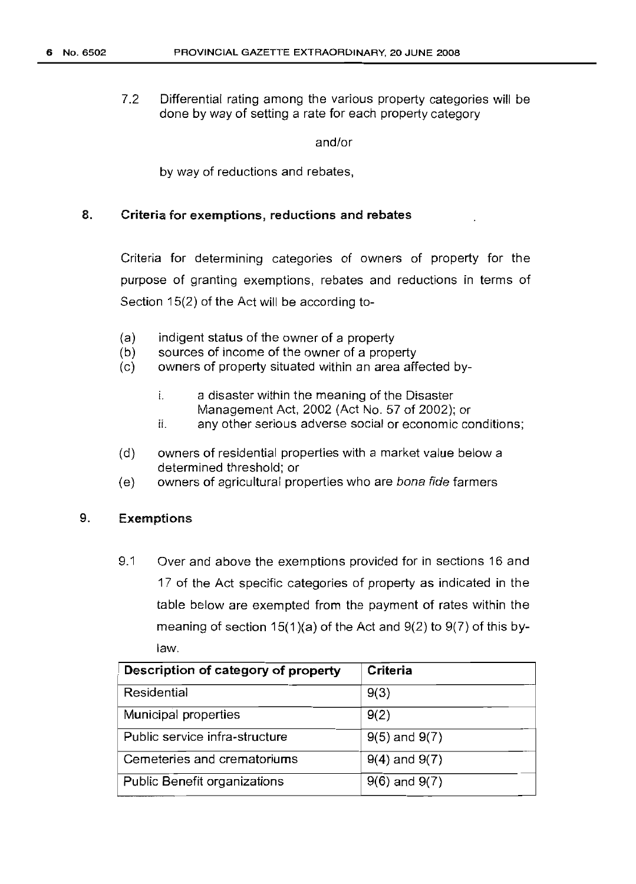7.2 Differential rating among the various property categories will be done by way of setting a rate for each property category

and/or

by way of reductions and rebates,

## 8. Criteria for exemptions, reductions and rebates

Criteria for determining categories of owners of property for the purpose of granting exemptions, rebates and reductions in terms of Section 15(2) of the Act will be according to-

(a) indigent status of the owner of a property
(b) sources of income of the owner of a property
(c) owners of property situated within an area affected by-

   i. a disaster within the meaning of the Disaster Management Act, 2002 (Act No. 57 of 2002); or
   ii. any other serious adverse social or economic conditions;

(d) owners of residential properties with a market value below a determined threshold; or
(e) owners of agricultural properties who are *bona fide* farmers

## 9. Exemptions

9.1 Over and above the exemptions provided for in sections 16 and 17 of the Act specific categories of property as indicated in the table below are exempted from the payment of rates within the meaning of section 15(1)(a) of the Act and 9(2) to 9(7) of this by-law.

| Description of category of property | Criteria |
|---|---|
| Residential | 9(3) |
| Municipal properties | 9(2) |
| Public service infra-structure | 9(5) and 9(7) |
| Cemeteries and crematoriums | 9(4) and 9(7) |
| Public Benefit organizations | 9(6) and 9(7) |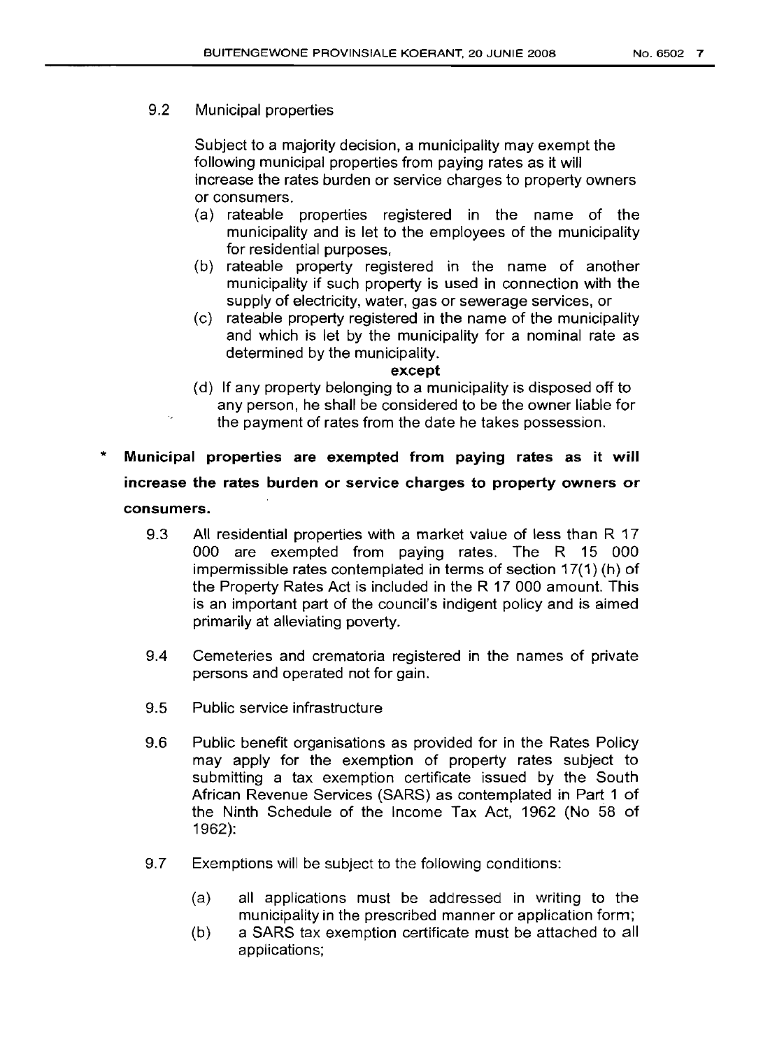9.2 Municipal properties

Subject to a majority decision, a municipality may exempt the following municipal properties from paying rates as it will increase the rates burden or service charges to property owners or consumers.

(a) rateable properties registered in the name of the municipality and is let to the employees of the municipality for residential purposes,

(b) rateable property registered in the name of another municipality if such property is used in connection with the supply of electricity, water, gas or sewerage services, or

(c) rateable property registered in the name of the municipality and which is let by the municipality for a nominal rate as determined by the municipality.

**except**

(d) If any property belonging to a municipality is disposed off to any person, he shall be considered to be the owner liable for the payment of rates from the date he takes possession.

* **Municipal properties are exempted from paying rates as it will increase the rates burden or service charges to property owners or consumers.**

9.3 All residential properties with a market value of less than R 17 000 are exempted from paying rates. The R 15 000 impermissible rates contemplated in terms of section 17(1) (h) of the Property Rates Act is included in the R 17 000 amount. This is an important part of the council's indigent policy and is aimed primarily at alleviating poverty.

9.4 Cemeteries and crematoria registered in the names of private persons and operated not for gain.

9.5 Public service infrastructure

9.6 Public benefit organisations as provided for in the Rates Policy may apply for the exemption of property rates subject to submitting a tax exemption certificate issued by the South African Revenue Services (SARS) as contemplated in Part 1 of the Ninth Schedule of the Income Tax Act, 1962 (No 58 of 1962):

9.7 Exemptions will be subject to the following conditions:

(a) all applications must be addressed in writing to the municipality in the prescribed manner or application form;

(b) a SARS tax exemption certificate must be attached to all applications;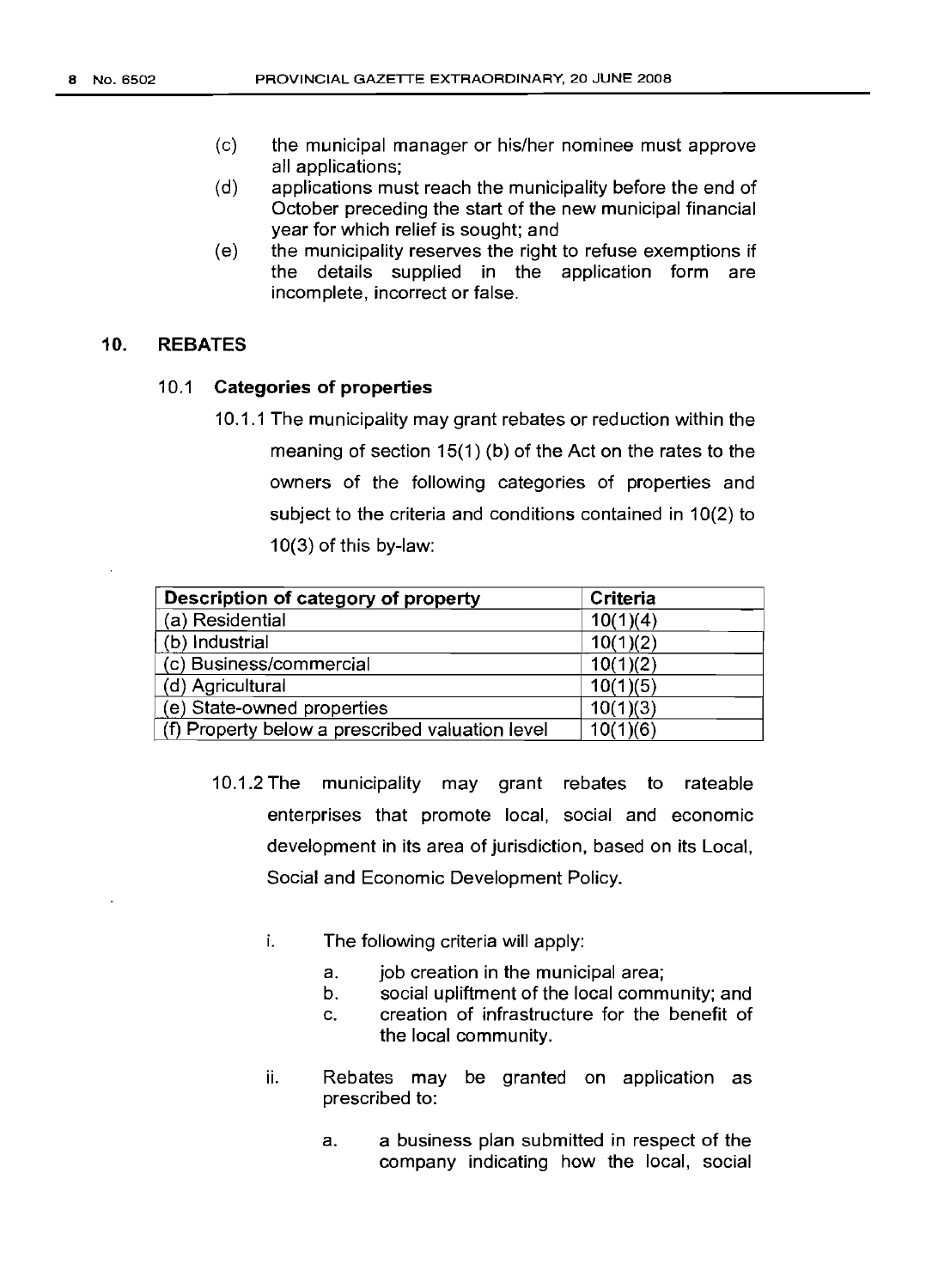(c) the municipal manager or his/her nominee must approve all applications;

(d) applications must reach the municipality before the end of October preceding the start of the new municipal financial year for which relief is sought; and

(e) the municipality reserves the right to refuse exemptions if the details supplied in the application form are incomplete, incorrect or false.

## 10. REBATES

### 10.1 Categories of properties

10.1.1 The municipality may grant rebates or reduction within the meaning of section 15(1) (b) of the Act on the rates to the owners of the following categories of properties and subject to the criteria and conditions contained in 10(2) to 10(3) of this by-law:

| Description of category of property | Criteria |
|---|---|
| (a) Residential | 10(1)(4) |
| (b) Industrial | 10(1)(2) |
| (c) Business/commercial | 10(1)(2) |
| (d) Agricultural | 10(1)(5) |
| (e) State-owned properties | 10(1)(3) |
| (f) Property below a prescribed valuation level | 10(1)(6) |

10.1.2 The municipality may grant rebates to rateable enterprises that promote local, social and economic development in its area of jurisdiction, based on its Local, Social and Economic Development Policy.

i. The following criteria will apply:

   a. job creation in the municipal area;
   b. social upliftment of the local community; and
   c. creation of infrastructure for the benefit of the local community.

ii. Rebates may be granted on application as prescribed to:

   a. a business plan submitted in respect of the company indicating how the local, social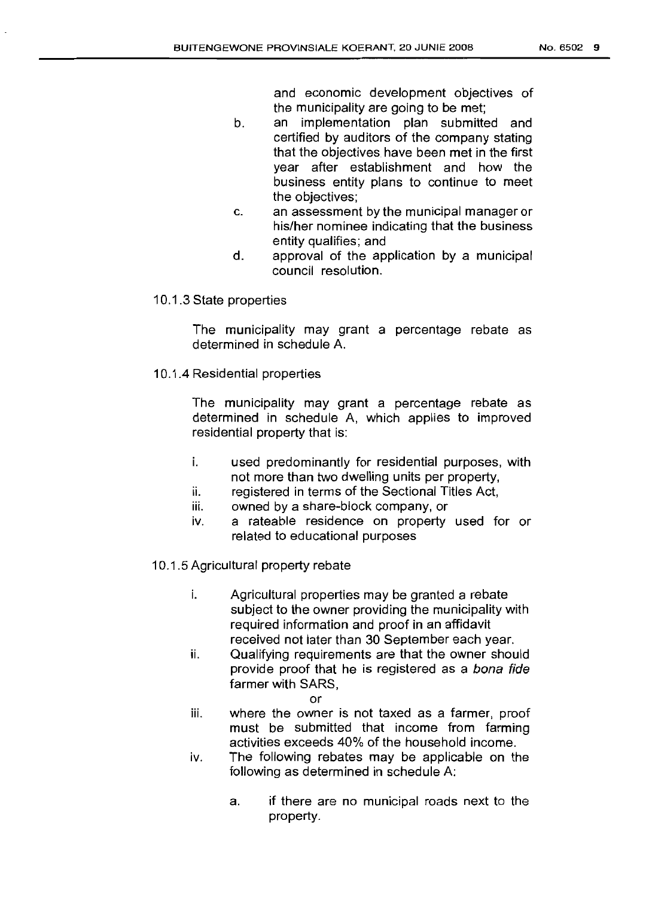and economic development objectives of the municipality are going to be met;

b. an implementation plan submitted and certified by auditors of the company stating that the objectives have been met in the first year after establishment and how the business entity plans to continue to meet the objectives;

c. an assessment by the municipal manager or his/her nominee indicating that the business entity qualifies; and

d. approval of the application by a municipal council resolution.

10.1.3 State properties

The municipality may grant a percentage rebate as determined in schedule A.

10.1.4 Residential properties

The municipality may grant a percentage rebate as determined in schedule A, which applies to improved residential property that is:

i. used predominantly for residential purposes, with not more than two dwelling units per property,
ii. registered in terms of the Sectional Titles Act,
iii. owned by a share-block company, or
iv. a rateable residence on property used for or related to educational purposes

10.1.5 Agricultural property rebate

i. Agricultural properties may be granted a rebate subject to the owner providing the municipality with required information and proof in an affidavit received not later than 30 September each year.

ii. Qualifying requirements are that the owner should provide proof that he is registered as a *bona fide* farmer with SARS,

or

iii. where the owner is not taxed as a farmer, proof must be submitted that income from farming activities exceeds 40% of the household income.

iv. The following rebates may be applicable on the following as determined in schedule A:

   a. if there are no municipal roads next to the property.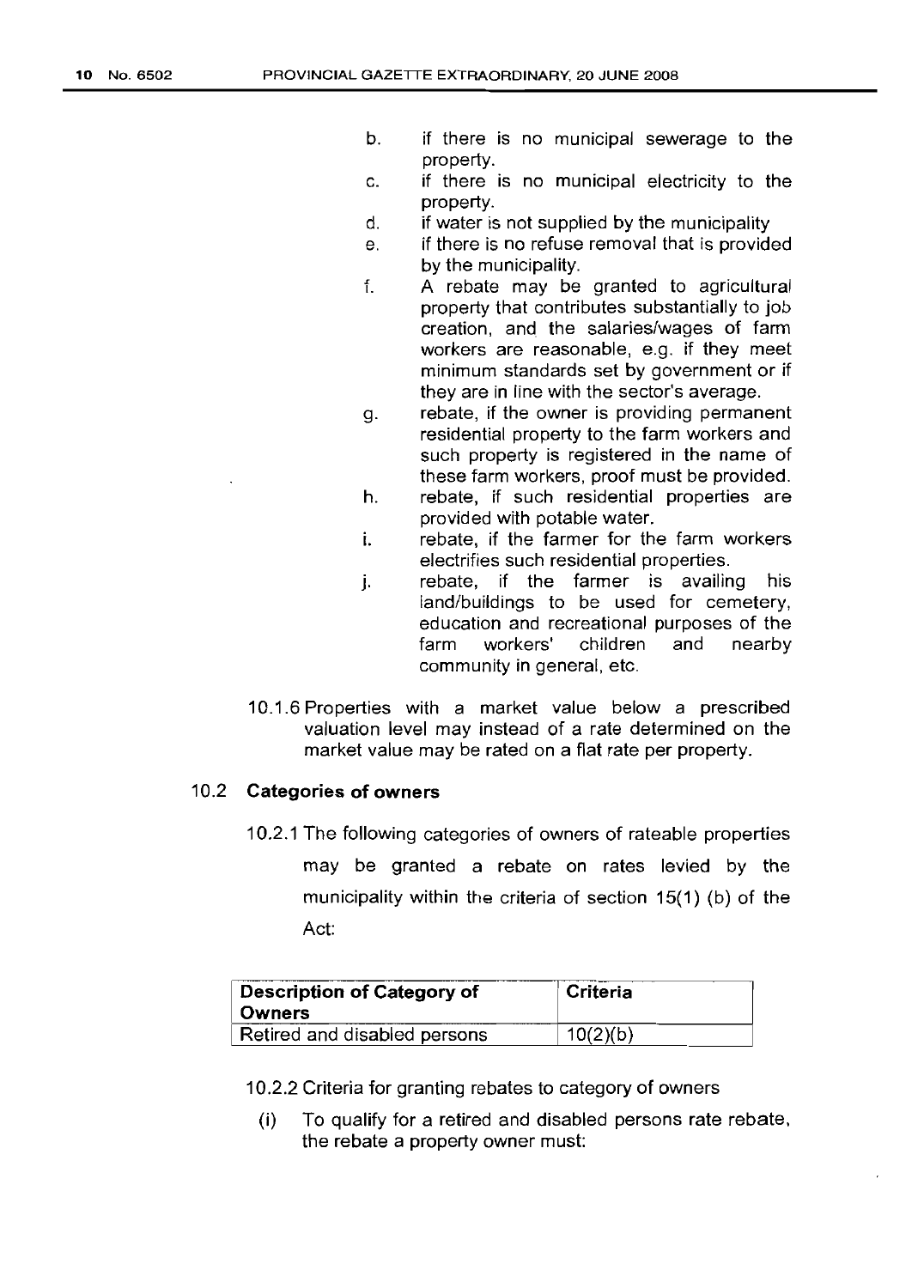b. if there is no municipal sewerage to the property.
c. if there is no municipal electricity to the property.
d. if water is not supplied by the municipality
e. if there is no refuse removal that is provided by the municipality.
f. A rebate may be granted to agricultural property that contributes substantially to job creation, and the salaries/wages of farm workers are reasonable, e.g. if they meet minimum standards set by government or if they are in line with the sector's average.
g. rebate, if the owner is providing permanent residential property to the farm workers and such property is registered in the name of these farm workers, proof must be provided.
h. rebate, if such residential properties are provided with potable water.
i. rebate, if the farmer for the farm workers electrifies such residential properties.
j. rebate, if the farmer is availing his land/buildings to be used for cemetery, education and recreational purposes of the farm workers' children and nearby community in general, etc.

10.1.6 Properties with a market value below a prescribed valuation level may instead of a rate determined on the market value may be rated on a flat rate per property.

## 10.2 Categories of owners

10.2.1 The following categories of owners of rateable properties may be granted a rebate on rates levied by the municipality within the criteria of section 15(1) (b) of the Act:

| Description of Category of Owners | Criteria |
|---|---|
| Retired and disabled persons | 10(2)(b) |

10.2.2 Criteria for granting rebates to category of owners

(i) To qualify for a retired and disabled persons rate rebate, the rebate a property owner must: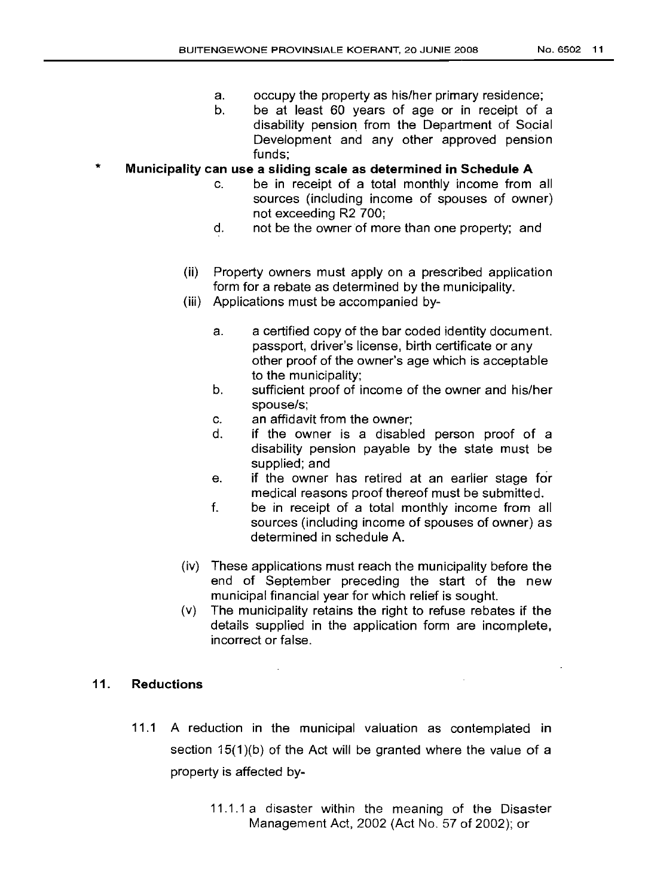a. occupy the property as his/her primary residence;

b. be at least 60 years of age or in receipt of a disability pension from the Department of Social Development and any other approved pension funds;

\* **Municipality can use a sliding scale as determined in Schedule A**

c. be in receipt of a total monthly income from all sources (including income of spouses of owner) not exceeding R2 700;

d. not be the owner of more than one property; and

(ii) Property owners must apply on a prescribed application form for a rebate as determined by the municipality.

(iii) Applications must be accompanied by-

a. a certified copy of the bar coded identity document. passport, driver's license, birth certificate or any other proof of the owner's age which is acceptable to the municipality;

b. sufficient proof of income of the owner and his/her spouse/s;

c. an affidavit from the owner;

d. if the owner is a disabled person proof of a disability pension payable by the state must be supplied; and

e. if the owner has retired at an earlier stage for medical reasons proof thereof must be submitted.

f. be in receipt of a total monthly income from all sources (including income of spouses of owner) as determined in schedule A.

(iv) These applications must reach the municipality before the end of September preceding the start of the new municipal financial year for which relief is sought.

(v) The municipality retains the right to refuse rebates if the details supplied in the application form are incomplete, incorrect or false.

## 11. Reductions

11.1 A reduction in the municipal valuation as contemplated in section 15(1)(b) of the Act will be granted where the value of a property is affected by-

11.1.1 a disaster within the meaning of the Disaster Management Act, 2002 (Act No. 57 of 2002); or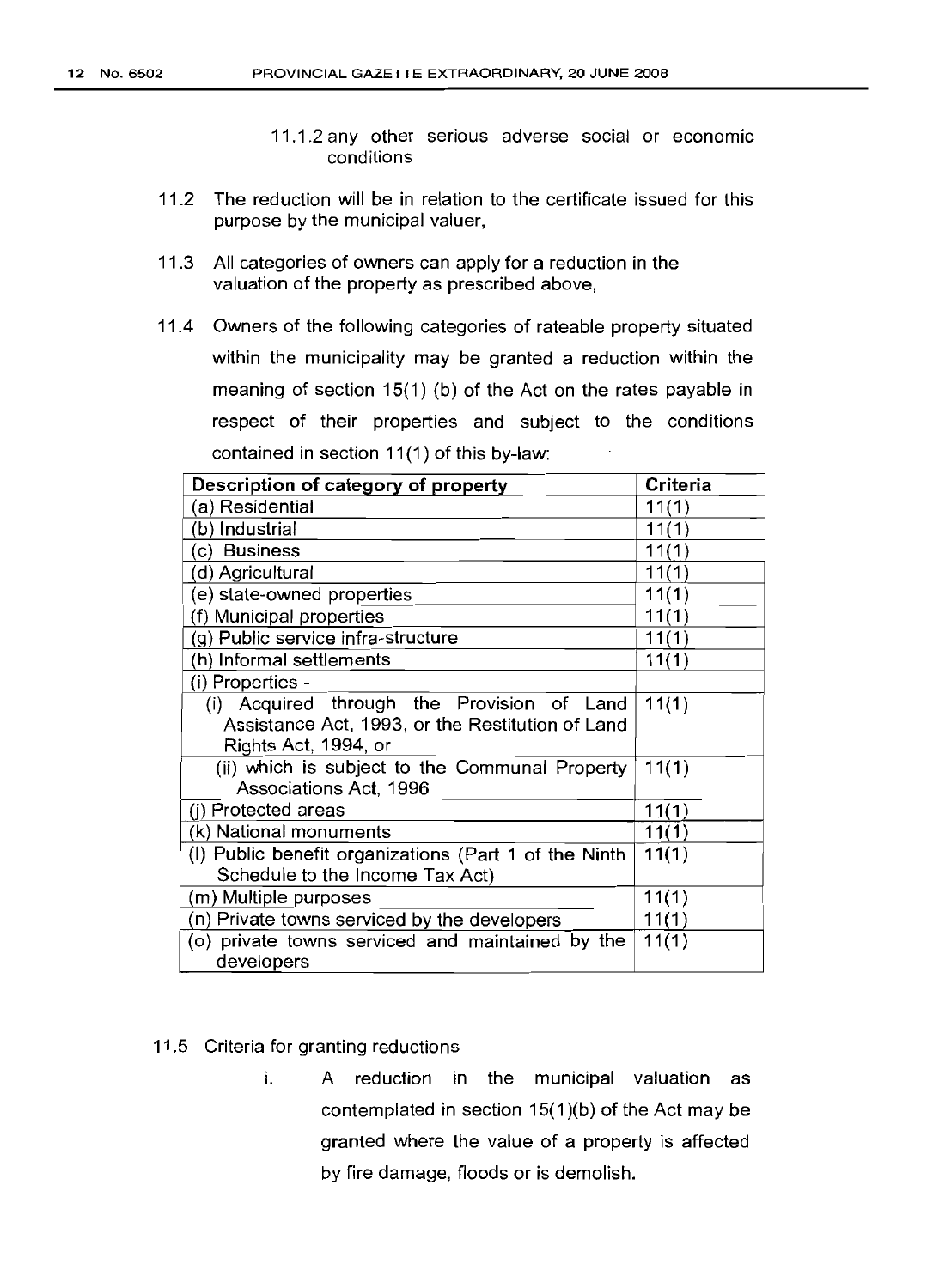11.1.2 any other serious adverse social or economic conditions

11.2 The reduction will be in relation to the certificate issued for this purpose by the municipal valuer,

11.3 All categories of owners can apply for a reduction in the valuation of the property as prescribed above,

11.4 Owners of the following categories of rateable property situated within the municipality may be granted a reduction within the meaning of section 15(1) (b) of the Act on the rates payable in respect of their properties and subject to the conditions contained in section 11(1) of this by-law:

| Description of category of property | Criteria |
|---|---|
| (a) Residential | 11(1) |
| (b) Industrial | 11(1) |
| (c) Business | 11(1) |
| (d) Agricultural | 11(1) |
| (e) state-owned properties | 11(1) |
| (f) Municipal properties | 11(1) |
| (g) Public service infra-structure | 11(1) |
| (h) Informal settlements | 11(1) |
| (i) Properties - | |
| (i) Acquired through the Provision of Land Assistance Act, 1993, or the Restitution of Land Rights Act, 1994, or | 11(1) |
| (ii) which is subject to the Communal Property Associations Act, 1996 | 11(1) |
| (j) Protected areas | 11(1) |
| (k) National monuments | 11(1) |
| (l) Public benefit organizations (Part 1 of the Ninth Schedule to the Income Tax Act) | 11(1) |
| (m) Multiple purposes | 11(1) |
| (n) Private towns serviced by the developers | 11(1) |
| (o) private towns serviced and maintained by the developers | 11(1) |

11.5 Criteria for granting reductions

i. A reduction in the municipal valuation as contemplated in section 15(1)(b) of the Act may be granted where the value of a property is affected by fire damage, floods or is demolish.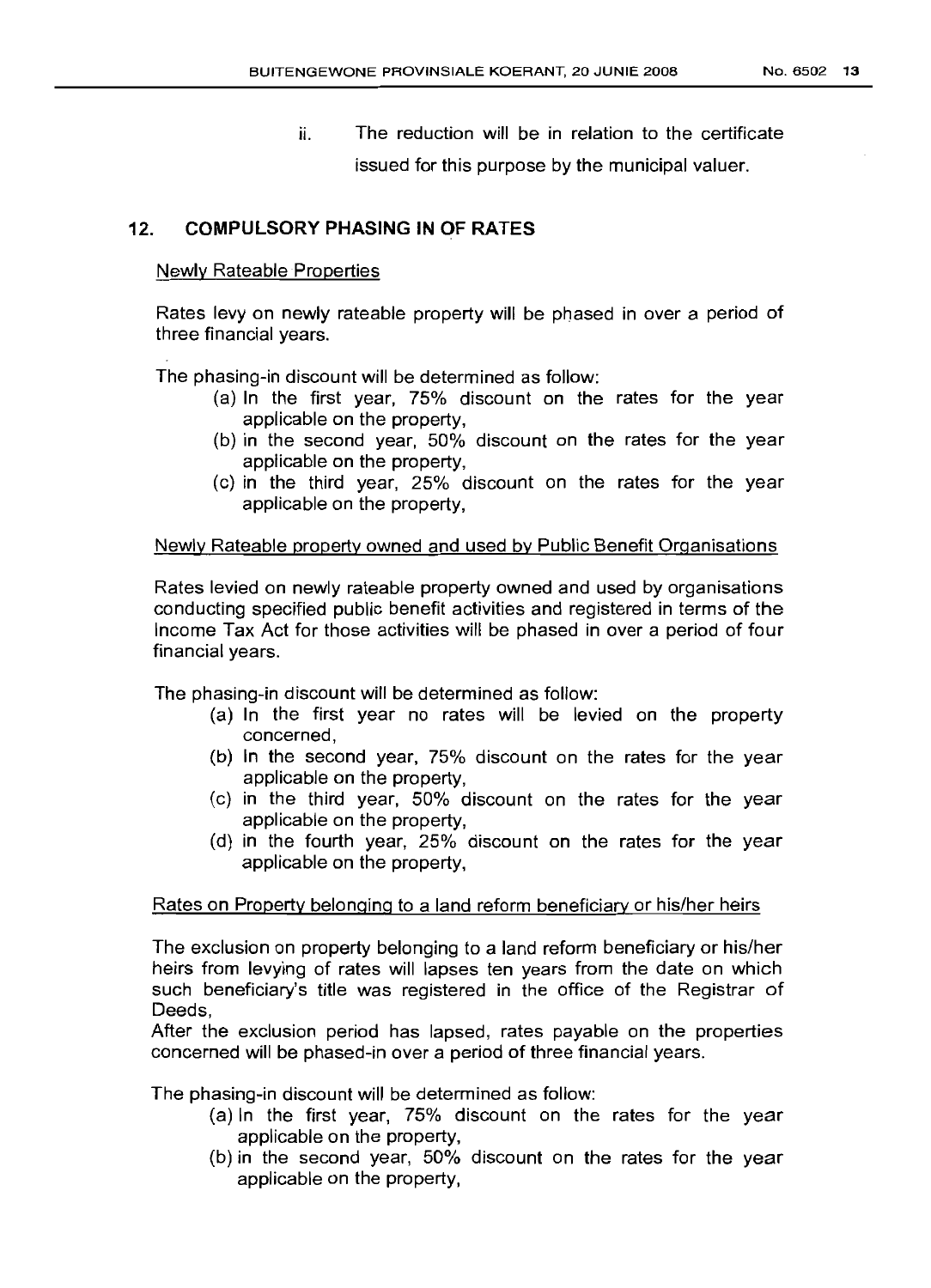ii. The reduction will be in relation to the certificate issued for this purpose by the municipal valuer.

## 12. COMPULSORY PHASING IN OF RATES

Newly Rateable Properties

Rates levy on newly rateable property will be phased in over a period of three financial years.

The phasing-in discount will be determined as follow:

(a) In the first year, 75% discount on the rates for the year applicable on the property,
(b) in the second year, 50% discount on the rates for the year applicable on the property,
(c) in the third year, 25% discount on the rates for the year applicable on the property,

Newly Rateable property owned and used by Public Benefit Organisations

Rates levied on newly rateable property owned and used by organisations conducting specified public benefit activities and registered in terms of the Income Tax Act for those activities will be phased in over a period of four financial years.

The phasing-in discount will be determined as follow:

(a) In the first year no rates will be levied on the property concerned,
(b) In the second year, 75% discount on the rates for the year applicable on the property,
(c) in the third year, 50% discount on the rates for the year applicable on the property,
(d) in the fourth year, 25% discount on the rates for the year applicable on the property,

Rates on Property belonging to a land reform beneficiary or his/her heirs

The exclusion on property belonging to a land reform beneficiary or his/her heirs from levying of rates will lapses ten years from the date on which such beneficiary's title was registered in the office of the Registrar of Deeds,
After the exclusion period has lapsed, rates payable on the properties concerned will be phased-in over a period of three financial years.

The phasing-in discount will be determined as follow:

(a) In the first year, 75% discount on the rates for the year applicable on the property,
(b) in the second year, 50% discount on the rates for the year applicable on the property,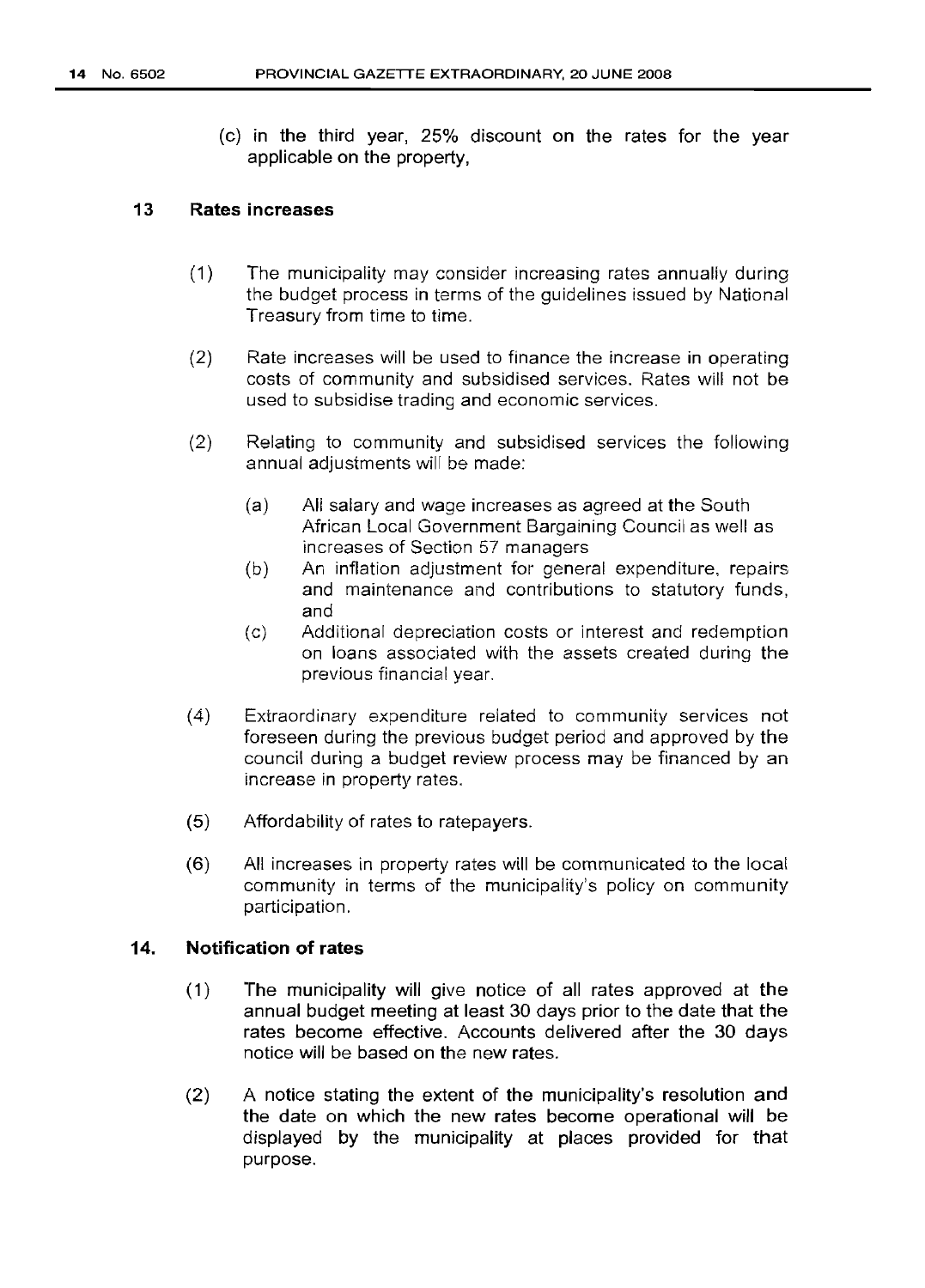(c) in the third year, 25% discount on the rates for the year applicable on the property,

## 13 Rates increases

(1) The municipality may consider increasing rates annually during the budget process in terms of the guidelines issued by National Treasury from time to time.

(2) Rate increases will be used to finance the increase in operating costs of community and subsidised services. Rates will not be used to subsidise trading and economic services.

(2) Relating to community and subsidised services the following annual adjustments will be made:

(a) All salary and wage increases as agreed at the South African Local Government Bargaining Council as well as increases of Section 57 managers

(b) An inflation adjustment for general expenditure, repairs and maintenance and contributions to statutory funds, and

(c) Additional depreciation costs or interest and redemption on loans associated with the assets created during the previous financial year.

(4) Extraordinary expenditure related to community services not foreseen during the previous budget period and approved by the council during a budget review process may be financed by an increase in property rates.

(5) Affordability of rates to ratepayers.

(6) All increases in property rates will be communicated to the local community in terms of the municipality's policy on community participation.

## 14. Notification of rates

(1) The municipality will give notice of all rates approved at the annual budget meeting at least 30 days prior to the date that the rates become effective. Accounts delivered after the 30 days notice will be based on the new rates.

(2) A notice stating the extent of the municipality's resolution and the date on which the new rates become operational will be displayed by the municipality at places provided for that purpose.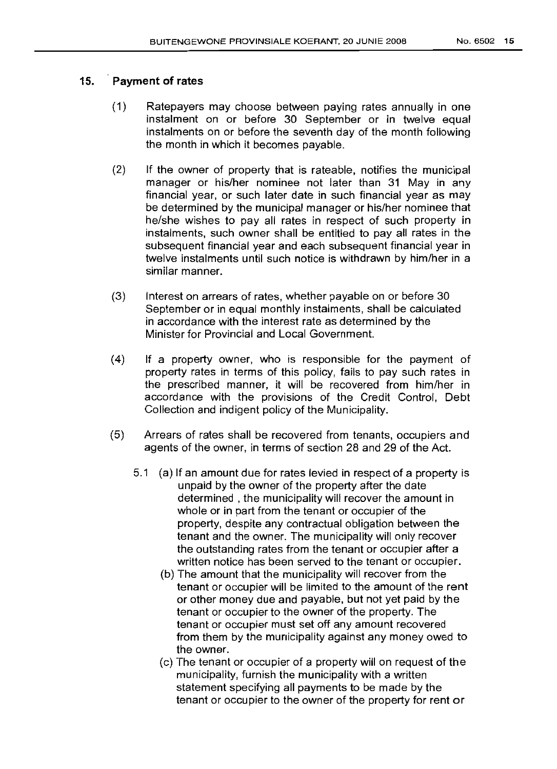## 15. Payment of rates

(1) Ratepayers may choose between paying rates annually in one instalment on or before 30 September or in twelve equal instalments on or before the seventh day of the month following the month in which it becomes payable.

(2) If the owner of property that is rateable, notifies the municipal manager or his/her nominee not later than 31 May in any financial year, or such later date in such financial year as may be determined by the municipal manager or his/her nominee that he/she wishes to pay all rates in respect of such property in instalments, such owner shall be entitled to pay all rates in the subsequent financial year and each subsequent financial year in twelve instalments until such notice is withdrawn by him/her in a similar manner.

(3) Interest on arrears of rates, whether payable on or before 30 September or in equal monthly instalments, shall be calculated in accordance with the interest rate as determined by the Minister for Provincial and Local Government.

(4) If a property owner, who is responsible for the payment of property rates in terms of this policy, fails to pay such rates in the prescribed manner, it will be recovered from him/her in accordance with the provisions of the Credit Control, Debt Collection and indigent policy of the Municipality.

(5) Arrears of rates shall be recovered from tenants, occupiers and agents of the owner, in terms of section 28 and 29 of the Act.

5.1 (a) If an amount due for rates levied in respect of a property is unpaid by the owner of the property after the date determined , the municipality will recover the amount in whole or in part from the tenant or occupier of the property, despite any contractual obligation between the tenant and the owner. The municipality will only recover the outstanding rates from the tenant or occupier after a written notice has been served to the tenant or occupier.

(b) The amount that the municipality will recover from the tenant or occupier will be limited to the amount of the rent or other money due and payable, but not yet paid by the tenant or occupier to the owner of the property. The tenant or occupier must set off any amount recovered from them by the municipality against any money owed to the owner.

(c) The tenant or occupier of a property will on request of the municipality, furnish the municipality with a written statement specifying all payments to be made by the tenant or occupier to the owner of the property for rent or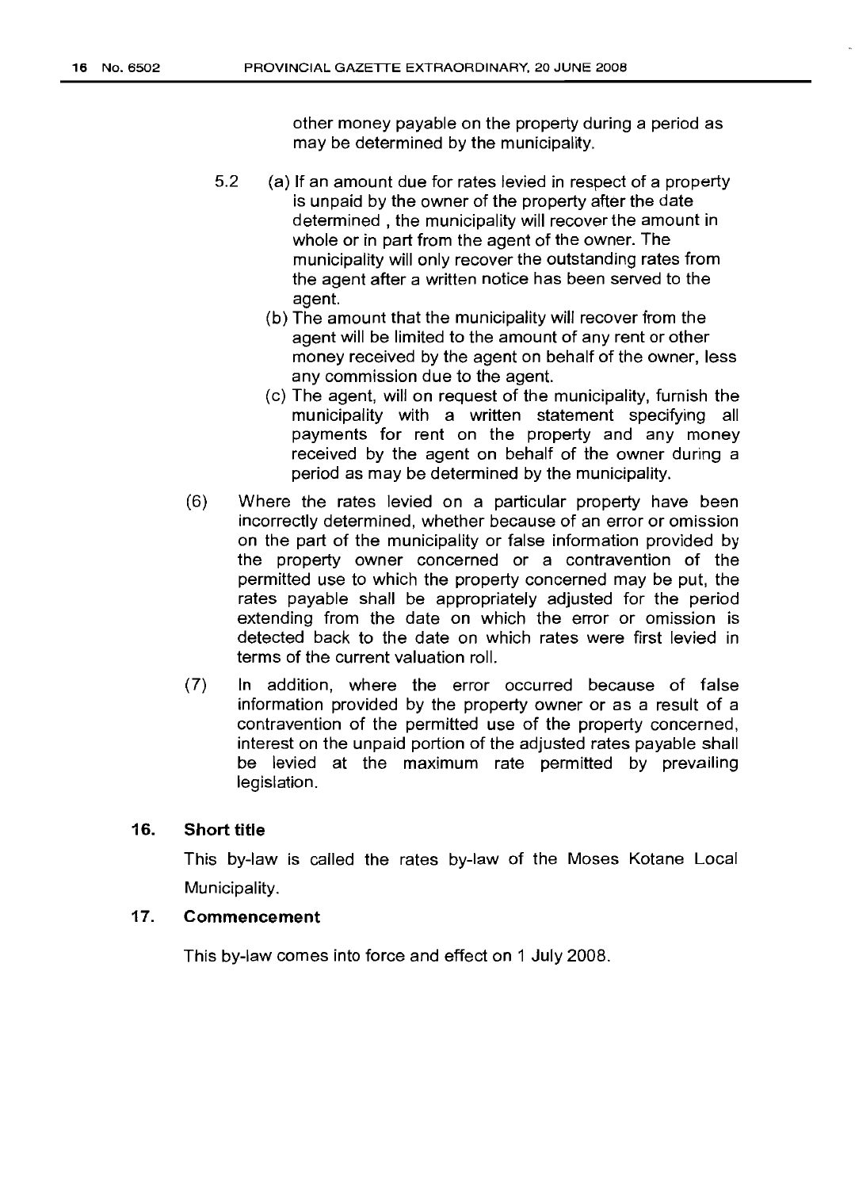other money payable on the property during a period as may be determined by the municipality.

5.2 (a) If an amount due for rates levied in respect of a property is unpaid by the owner of the property after the date determined , the municipality will recover the amount in whole or in part from the agent of the owner. The municipality will only recover the outstanding rates from the agent after a written notice has been served to the agent.

(b) The amount that the municipality will recover from the agent will be limited to the amount of any rent or other money received by the agent on behalf of the owner, less any commission due to the agent.

(c) The agent, will on request of the municipality, furnish the municipality with a written statement specifying all payments for rent on the property and any money received by the agent on behalf of the owner during a period as may be determined by the municipality.

(6) Where the rates levied on a particular property have been incorrectly determined, whether because of an error or omission on the part of the municipality or false information provided by the property owner concerned or a contravention of the permitted use to which the property concerned may be put, the rates payable shall be appropriately adjusted for the period extending from the date on which the error or omission is detected back to the date on which rates were first levied in terms of the current valuation roll.

(7) In addition, where the error occurred because of false information provided by the property owner or as a result of a contravention of the permitted use of the property concerned, interest on the unpaid portion of the adjusted rates payable shall be levied at the maximum rate permitted by prevailing legislation.

## 16. Short title

This by-law is called the rates by-law of the Moses Kotane Local Municipality.

## 17. Commencement

This by-law comes into force and effect on 1 July 2008.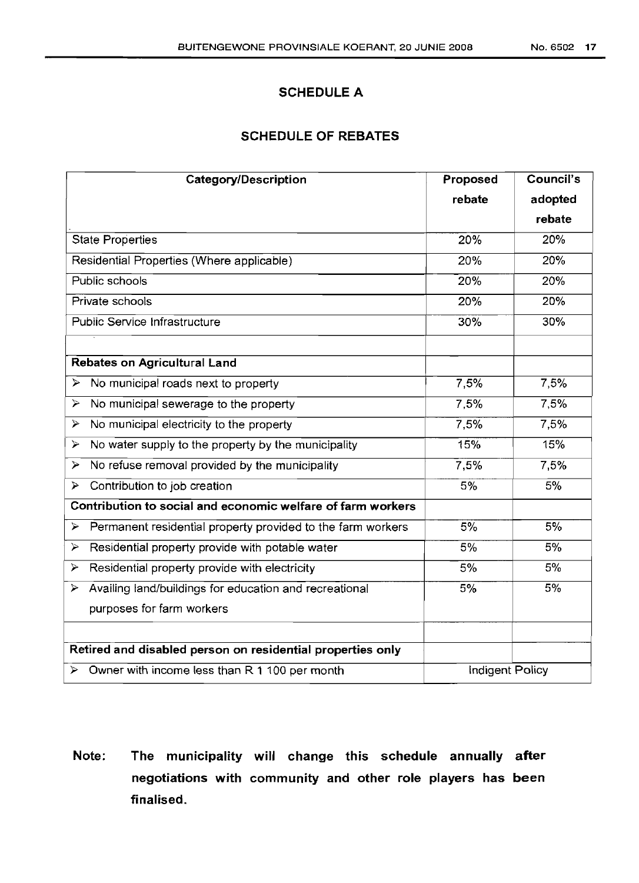## SCHEDULE A

## SCHEDULE OF REBATES

| Category/Description | Proposed rebate | Council's adopted rebate |
|---|---|---|
| State Properties | 20% | 20% |
| Residential Properties (Where applicable) | 20% | 20% |
| Public schools | 20% | 20% |
| Private schools | 20% | 20% |
| Public Service Infrastructure | 30% | 30% |
| | | |
| **Rebates on Agricultural Land** | | |
| ➢ No municipal roads next to property | 7,5% | 7,5% |
| ➢ No municipal sewerage to the property | 7,5% | 7,5% |
| ➢ No municipal electricity to the property | 7,5% | 7,5% |
| ➢ No water supply to the property by the municipality | 15% | 15% |
| ➢ No refuse removal provided by the municipality | 7,5% | 7,5% |
| ➢ Contribution to job creation | 5% | 5% |
| **Contribution to social and economic welfare of farm workers** | | |
| ➢ Permanent residential property provided to the farm workers | 5% | 5% |
| ➢ Residential property provide with potable water | 5% | 5% |
| ➢ Residential property provide with electricity | 5% | 5% |
| ➢ Availing land/buildings for education and recreational purposes for farm workers | 5% | 5% |
| | | |
| **Retired and disabled person on residential properties only** | | |
| ➢ Owner with income less than R 1 100 per month | Indigent Policy | |

**Note: The municipality will change this schedule annually after negotiations with community and other role players has been finalised.**